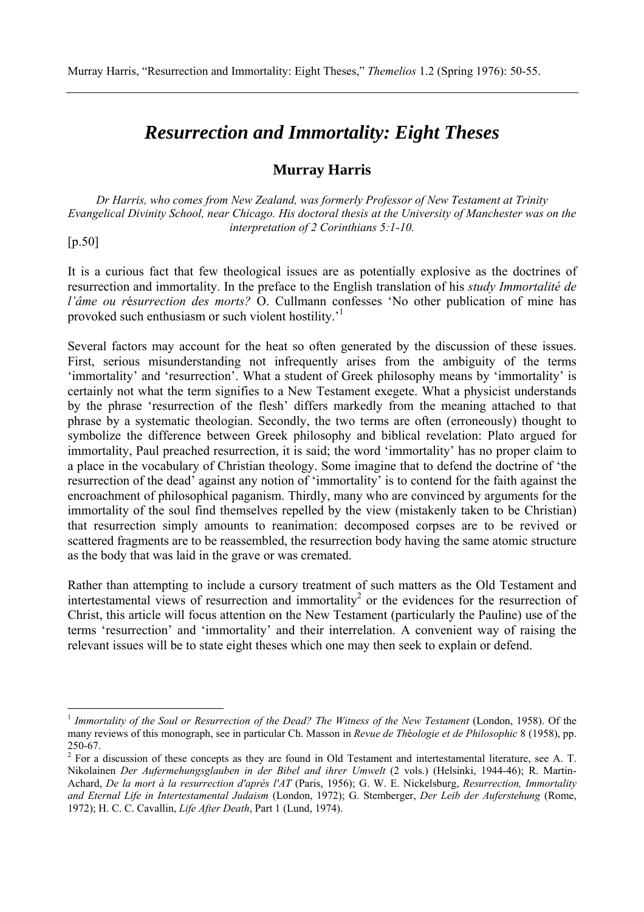Murray Harris, "Resurrection and Immortality: Eight Theses," *Themelios* 1.2 (Spring 1976): 50-55.

# *Resurrection and Immortality: Eight Theses*

## Murray Harris

*Dr Harris, who comes from New Zealand, was formerly Professor of New Testament at Trinity Evangelical Divinity School, near Chicago. His doctoral thesis at the University of Manchester was on the interpretation of 2 Corinthians 5:1-10.*

[p.50]

It is a curious fact that few theological issues are as potentially explosive as the doctrines of resurrection and immortality. In the preface to the English translation of his *study Immortalité de l'âme ou résurrection des morts?* O. Cullmann confesses 'No other publication of mine has provoked such enthusiasm or such violent hostility.'[1]

Several factors may account for the heat so often generated by the discussion of these issues. First, serious misunderstanding not infrequently arises from the ambiguity of the terms 'immortality' and 'resurrection'. What a student of Greek philosophy means by 'immortality' is certainly not what the term signifies to a New Testament exegete. What a physicist understands by the phrase 'resurrection of the flesh' differs markedly from the meaning attached to that phrase by a systematic theologian. Secondly, the two terms are often (erroneously) thought to symbolize the difference between Greek philosophy and biblical revelation: Plato argued for immortality, Paul preached resurrection, it is said; the word 'immortality' has no proper claim to a place in the vocabulary of Christian theology. Some imagine that to defend the doctrine of 'the resurrection of the dead' against any notion of 'immortality' is to contend for the faith against the encroachment of philosophical paganism. Thirdly, many who are convinced by arguments for the immortality of the soul find themselves repelled by the view (mistakenly taken to be Christian) that resurrection simply amounts to reanimation: decomposed corpses are to be revived or scattered fragments are to be reassembled, the resurrection body having the same atomic structure as the body that was laid in the grave or was cremated.

Rather than attempting to include a cursory treatment of such matters as the Old Testament and intertestamental views of resurrection and immortality[2] or the evidences for the resurrection of Christ, this article will focus attention on the New Testament (particularly the Pauline) use of the terms 'resurrection' and 'immortality' and their interrelation. A convenient way of raising the relevant issues will be to state eight theses which one may then seek to explain or defend.

---

[1] *Immortality of the Soul or Resurrection of the Dead? The Witness of the New Testament* (London, 1958). Of the many reviews of this monograph, see in particular Ch. Masson in *Revue de Théologie et de Philosophic* 8 (1958), pp. 250-67.

[2] For a discussion of these concepts as they are found in Old Testament and intertestamental literature, see A. T. Nikolainen *Der Aufermehungsglauben in der Bibel and ihrer Umwelt* (2 vols.) (Helsinki, 1944-46); R. Martin-Achard, *De la mort à la resurrection d'aprés l'AT* (Paris, 1956); G. W. E. Nickelsburg, *Resurrection, Immortality and Eternal Life in Intertestamental Judaism* (London, 1972); G. Stemberger, *Der Leib der Auferstehung* (Rome, 1972); H. C. C. Cavallin, *Life After Death*, Part 1 (Lund, 1974).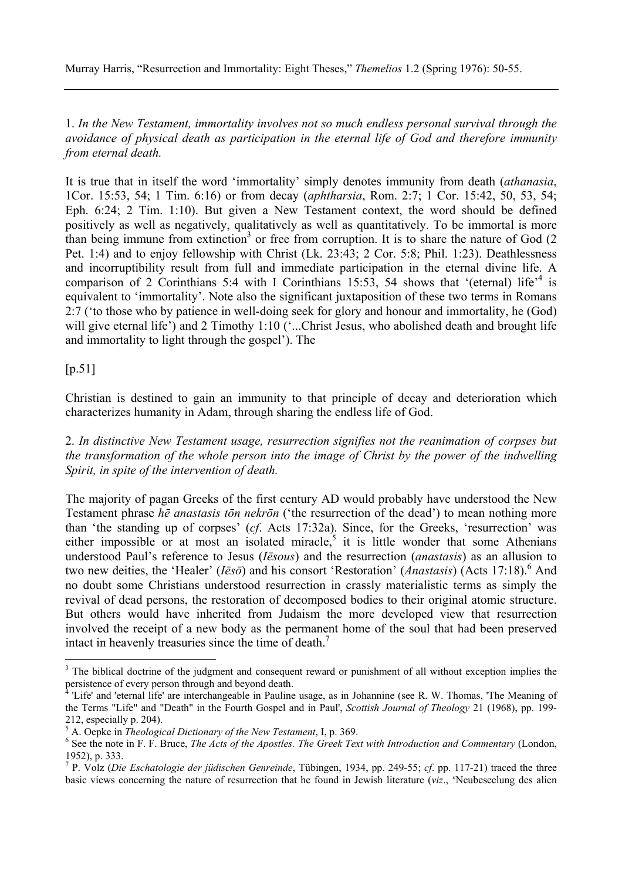Murray Harris, "Resurrection and Immortality: Eight Theses," *Themelios* 1.2 (Spring 1976): 50-55.

---

1. *In the New Testament, immortality involves not so much endless personal survival through the avoidance of physical death as participation in the eternal life of God and therefore immunity from eternal death.*

It is true that in itself the word 'immortality' simply denotes immunity from death (*athanasia*, 1Cor. 15:53, 54; 1 Tim. 6:16) or from decay (*aphtharsia*, Rom. 2:7; 1 Cor. 15:42, 50, 53, 54; Eph. 6:24; 2 Tim. 1:10). But given a New Testament context, the word should be defined positively as well as negatively, qualitatively as well as quantitatively. To be immortal is more than being immune from extinction[3] or free from corruption. It is to share the nature of God (2 Pet. 1:4) and to enjoy fellowship with Christ (Lk. 23:43; 2 Cor. 5:8; Phil. 1:23). Deathlessness and incorruptibility result from full and immediate participation in the eternal divine life. A comparison of 2 Corinthians 5:4 with I Corinthians 15:53, 54 shows that '(eternal) life'[4] is equivalent to 'immortality'. Note also the significant juxtaposition of these two terms in Romans 2:7 ('to those who by patience in well-doing seek for glory and honour and immortality, he (God) will give eternal life') and 2 Timothy 1:10 ('...Christ Jesus, who abolished death and brought life and immortality to light through the gospel'). The

[p.51]

Christian is destined to gain an immunity to that principle of decay and deterioration which characterizes humanity in Adam, through sharing the endless life of God.

2. *In distinctive New Testament usage, resurrection signifies not the reanimation of corpses but the transformation of the whole person into the image of Christ by the power of the indwelling Spirit, in spite of the intervention of death.*

The majority of pagan Greeks of the first century AD would probably have understood the New Testament phrase *hē anastasis tōn nekrōn* ('the resurrection of the dead') to mean nothing more than 'the standing up of corpses' (*cf*. Acts 17:32a). Since, for the Greeks, 'resurrection' was either impossible or at most an isolated miracle,[5] it is little wonder that some Athenians understood Paul's reference to Jesus (*Iēsous*) and the resurrection (*anastasis*) as an allusion to two new deities, the 'Healer' (*Iēsō*) and his consort 'Restoration' (*Anastasis*) (Acts 17:18).[6] And no doubt some Christians understood resurrection in crassly materialistic terms as simply the revival of dead persons, the restoration of decomposed bodies to their original atomic structure. But others would have inherited from Judaism the more developed view that resurrection involved the receipt of a new body as the permanent home of the soul that had been preserved intact in heavenly treasuries since the time of death.[7]

---

[3] The biblical doctrine of the judgment and consequent reward or punishment of all without exception implies the persistence of every person through and beyond death.

[4] 'Life' and 'eternal life' are interchangeable in Pauline usage, as in Johannine (see R. W. Thomas, 'The Meaning of the Terms "Life" and "Death" in the Fourth Gospel and in Paul', *Scottish Journal of Theology* 21 (1968), pp. 199-212, especially p. 204).

[5] A. Oepke in *Theological Dictionary of the New Testament*, I, p. 369.

[6] See the note in F. F. Bruce, *The Acts of the Apostles. The Greek Text with Introduction and Commentary* (London, 1952), p. 333.

[7] P. Volz (*Die Eschatologie der jüdischen Genreinde*, Tübingen, 1934, pp. 249-55; *cf*. pp. 117-21) traced the three basic views concerning the nature of resurrection that he found in Jewish literature (*viz*., 'Neubeseelung des alien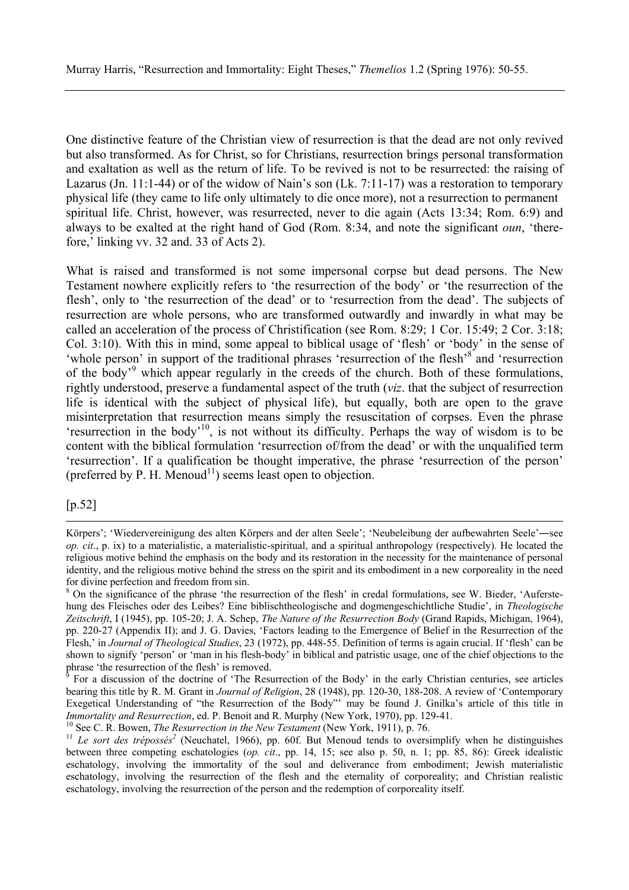One distinctive feature of the Christian view of resurrection is that the dead are not only revived but also transformed. As for Christ, so for Christians, resurrection brings personal transformation and exaltation as well as the return of life. To be revived is not to be resurrected: the raising of Lazarus (Jn. 11:1-44) or of the widow of Nain's son (Lk. 7:11-17) was a restoration to temporary physical life (they came to life only ultimately to die once more), not a resurrection to permanent spiritual life. Christ, however, was resurrected, never to die again (Acts 13:34; Rom. 6:9) and always to be exalted at the right hand of God (Rom. 8:34, and note the significant *oun*, 'therefore,' linking vv. 32 and. 33 of Acts 2).

What is raised and transformed is not some impersonal corpse but dead persons. The New Testament nowhere explicitly refers to 'the resurrection of the body' or 'the resurrection of the flesh', only to 'the resurrection of the dead' or to 'resurrection from the dead'. The subjects of resurrection are whole persons, who are transformed outwardly and inwardly in what may be called an acceleration of the process of Christification (see Rom. 8:29; 1 Cor. 15:49; 2 Cor. 3:18; Col. 3:10). With this in mind, some appeal to biblical usage of 'flesh' or 'body' in the sense of 'whole person' in support of the traditional phrases 'resurrection of the flesh'[8] and 'resurrection of the body'[9] which appear regularly in the creeds of the church. Both of these formulations, rightly understood, preserve a fundamental aspect of the truth (*viz*. that the subject of resurrection life is identical with the subject of physical life), but equally, both are open to the grave misinterpretation that resurrection means simply the resuscitation of corpses. Even the phrase 'resurrection in the body'[10], is not without its difficulty. Perhaps the way of wisdom is to be content with the biblical formulation 'resurrection of/from the dead' or with the unqualified term 'resurrection'. If a qualification be thought imperative, the phrase 'resurrection of the person' (preferred by P. H. Menoud[11]) seems least open to objection.

[p.52]

---

Körpers'; 'Wiedervereinigung des alten Körpers and der alten Seele'; 'Neubeleibung der aufbewahrten Seele'—see *op. cit*., p. ix) to a materialistic, a materialistic-spiritual, and a spiritual anthropology (respectively). He located the religious motive behind the emphasis on the body and its restoration in the necessity for the maintenance of personal identity, and the religious motive behind the stress on the spirit and its embodiment in a new corporeality in the need for divine perfection and freedom from sin.

[8] On the significance of the phrase 'the resurrection of the flesh' in credal formulations, see W. Bieder, 'Auferstehung des Fleisches oder des Leibes? Eine biblischtheologische and dogmengeschichtliche Studie', in *Theologische Zeitschrift*, I (1945), pp. 105-20; J. A. Schep, *The Nature of the Resurrection Body* (Grand Rapids, Michigan, 1964), pp. 220-27 (Appendix II); and J. G. Davies, 'Factors leading to the Emergence of Belief in the Resurrection of the Flesh,' in *Journal of Theological Studies*, 23 (1972), pp. 448-55. Definition of terms is again crucial. If 'flesh' can be shown to signify 'person' or 'man in his flesh-body' in biblical and patristic usage, one of the chief objections to the phrase 'the resurrection of the flesh' is removed.

[9] For a discussion of the doctrine of 'The Resurrection of the Body' in the early Christian centuries, see articles bearing this title by R. M. Grant in *Journal of Religion*, 28 (1948), pp. 120-30, 188-208. A review of 'Contemporary Exegetical Understanding of "the Resurrection of the Body"' may be found J. Gnilka's article of this title in *Immortality and Resurrection*, ed. P. Benoit and R. Murphy (New York, 1970), pp. 129-41.

[10] See C. R. Bowen, *The Resurrection in the New Testament* (New York, 1911), p. 76.

[11] *Le sort des trépossés*[2] (Neuchatel, 1966), pp. 60f. But Menoud tends to oversimplify when he distinguishes between three competing eschatologies (*op. cit*., pp. 14, 15; see also p. 50, n. 1; pp. 85, 86): Greek idealistic eschatology, involving the immortality of the soul and deliverance from embodiment; Jewish materialistic eschatology, involving the resurrection of the flesh and the eternality of corporeality; and Christian realistic eschatology, involving the resurrection of the person and the redemption of corporeality itself.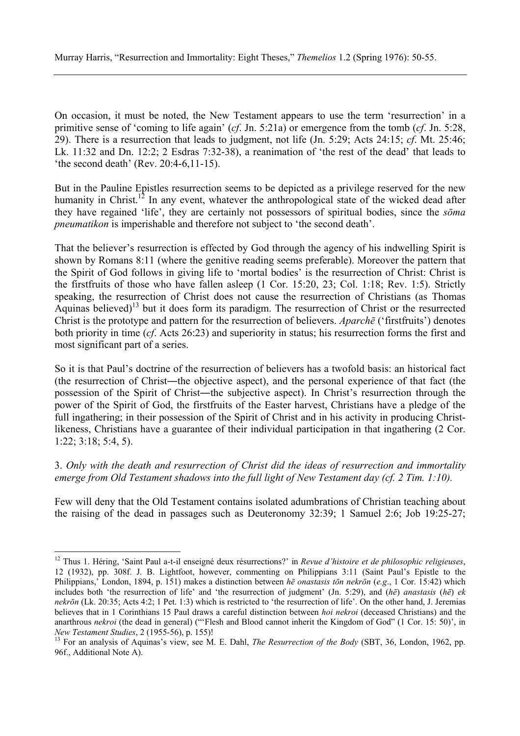On occasion, it must be noted, the New Testament appears to use the term 'resurrection' in a primitive sense of 'coming to life again' (*cf*. Jn. 5:21a) or emergence from the tomb (*cf*. Jn. 5:28, 29). There is a resurrection that leads to judgment, not life (Jn. 5:29; Acts 24:15; *cf*. Mt. 25:46; Lk. 11:32 and Dn. 12:2; 2 Esdras 7:32-38), a reanimation of 'the rest of the dead' that leads to 'the second death' (Rev. 20:4-6,11-15).

But in the Pauline Epistles resurrection seems to be depicted as a privilege reserved for the new humanity in Christ.[12] In any event, whatever the anthropological state of the wicked dead after they have regained 'life', they are certainly not possessors of spiritual bodies, since the *sōma pneumatikon* is imperishable and therefore not subject to 'the second death'.

That the believer's resurrection is effected by God through the agency of his indwelling Spirit is shown by Romans 8:11 (where the genitive reading seems preferable). Moreover the pattern that the Spirit of God follows in giving life to 'mortal bodies' is the resurrection of Christ: Christ is the firstfruits of those who have fallen asleep (1 Cor. 15:20, 23; Col. 1:18; Rev. 1:5). Strictly speaking, the resurrection of Christ does not cause the resurrection of Christians (as Thomas Aquinas believed)[13] but it does form its paradigm. The resurrection of Christ or the resurrected Christ is the prototype and pattern for the resurrection of believers. *Aparchē* ('firstfruits') denotes both priority in time (*cf*. Acts 26:23) and superiority in status; his resurrection forms the first and most significant part of a series.

So it is that Paul's doctrine of the resurrection of believers has a twofold basis: an historical fact (the resurrection of Christ―the objective aspect), and the personal experience of that fact (the possession of the Spirit of Christ―the subjective aspect). In Christ's resurrection through the power of the Spirit of God, the firstfruits of the Easter harvest, Christians have a pledge of the full ingathering; in their possession of the Spirit of Christ and in his activity in producing Christ-likeness, Christians have a guarantee of their individual participation in that ingathering (2 Cor. 1:22; 3:18; 5:4, 5).

3. *Only with the death and resurrection of Christ did the ideas of resurrection and immortality emerge from Old Testament shadows into the full light of New Testament day (cf. 2 Tim. 1:10).*

Few will deny that the Old Testament contains isolated adumbrations of Christian teaching about the raising of the dead in passages such as Deuteronomy 32:39; 1 Samuel 2:6; Job 19:25-27;

---

[12] Thus 1. Héring, 'Saint Paul a-t-il enseigné deux résurrections?' in *Revue d'histoire et de philosophic religieuses*, 12 (1932), pp. 308f. J. B. Lightfoot, however, commenting on Philippians 3:11 (Saint Paul's Epistle to the Philippians,' London, 1894, p. 151) makes a distinction between *hē onastasis tōn nekrōn* (*e.g*., 1 Cor. 15:42) which includes both 'the resurrection of life' and 'the resurrection of judgment' (Jn. 5:29), and (*hē*) *anastasis* (*hē*) *ek nekrōn* (Lk. 20:35; Acts 4:2; 1 Pet. 1:3) which is restricted to 'the resurrection of life'. On the other hand, J. Jeremias believes that in 1 Corinthians 15 Paul draws a careful distinction between *hoi nekroi* (deceased Christians) and the anarthrous *nekroi* (the dead in general) ("'Flesh and Blood cannot inherit the Kingdom of God" (1 Cor. 15: 50)', in *New Testament Studies*, 2 (1955-56), p. 155)!

[13] For an analysis of Aquinas's view, see M. E. Dahl, *The Resurrection of the Body* (SBT, 36, London, 1962, pp. 96f., Additional Note A).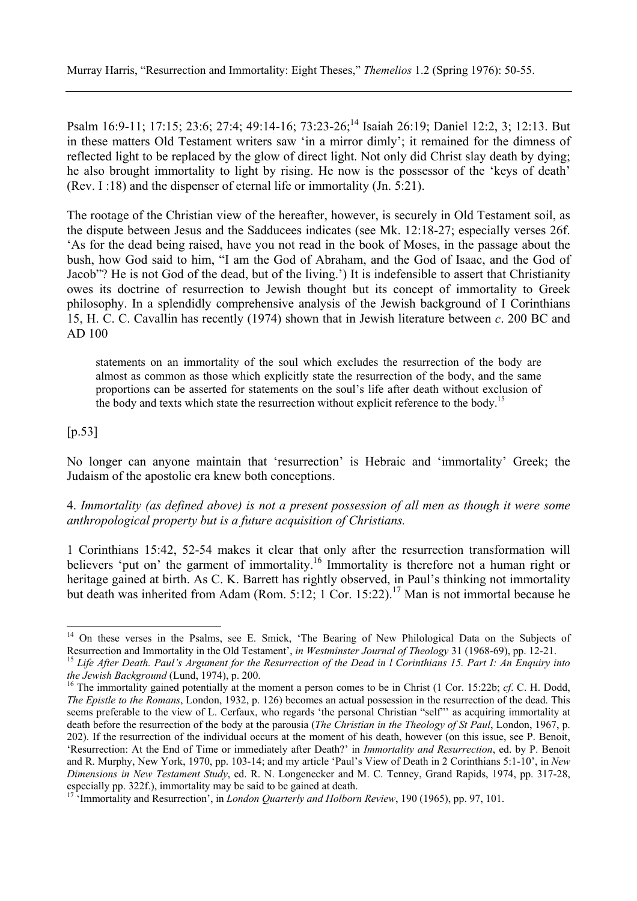Psalm 16:9-11; 17:15; 23:6; 27:4; 49:14-16; 73:23-26;[14] Isaiah 26:19; Daniel 12:2, 3; 12:13. But in these matters Old Testament writers saw 'in a mirror dimly'; it remained for the dimness of reflected light to be replaced by the glow of direct light. Not only did Christ slay death by dying; he also brought immortality to light by rising. He now is the possessor of the 'keys of death' (Rev. I :18) and the dispenser of eternal life or immortality (Jn. 5:21).

The rootage of the Christian view of the hereafter, however, is securely in Old Testament soil, as the dispute between Jesus and the Sadducees indicates (see Mk. 12:18-27; especially verses 26f. 'As for the dead being raised, have you not read in the book of Moses, in the passage about the bush, how God said to him, "I am the God of Abraham, and the God of Isaac, and the God of Jacob"? He is not God of the dead, but of the living.') It is indefensible to assert that Christianity owes its doctrine of resurrection to Jewish thought but its concept of immortality to Greek philosophy. In a splendidly comprehensive analysis of the Jewish background of I Corinthians 15, H. C. C. Cavallin has recently (1974) shown that in Jewish literature between *c*. 200 BC and AD 100

> statements on an immortality of the soul which excludes the resurrection of the body are almost as common as those which explicitly state the resurrection of the body, and the same proportions can be asserted for statements on the soul's life after death without exclusion of the body and texts which state the resurrection without explicit reference to the body.[15]

[p.53]

No longer can anyone maintain that 'resurrection' is Hebraic and 'immortality' Greek; the Judaism of the apostolic era knew both conceptions.

4. *Immortality (as defined above) is not a present possession of all men as though it were some anthropological property but is a future acquisition of Christians.*

1 Corinthians 15:42, 52-54 makes it clear that only after the resurrection transformation will believers 'put on' the garment of immortality.[16] Immortality is therefore not a human right or heritage gained at birth. As C. K. Barrett has rightly observed, in Paul's thinking not immortality but death was inherited from Adam (Rom. 5:12; 1 Cor. 15:22).[17] Man is not immortal because he

---

[14] On these verses in the Psalms, see E. Smick, 'The Bearing of New Philological Data on the Subjects of Resurrection and Immortality in the Old Testament', *in Westminster Journal of Theology* 31 (1968-69), pp. 12-21.

[15] *Life After Death. Paul's Argument for the Resurrection of the Dead in l Corinthians 15. Part I: An Enquiry into the Jewish Background* (Lund, 1974), p. 200.

[16] The immortality gained potentially at the moment a person comes to be in Christ (1 Cor. 15:22b; *cf*. C. H. Dodd, *The Epistle to the Romans*, London, 1932, p. 126) becomes an actual possession in the resurrection of the dead. This seems preferable to the view of L. Cerfaux, who regards 'the personal Christian "self"' as acquiring immortality at death before the resurrection of the body at the parousia (*The Christian in the Theology of St Paul*, London, 1967, p. 202). If the resurrection of the individual occurs at the moment of his death, however (on this issue, see P. Benoit, 'Resurrection: At the End of Time or immediately after Death?' in *Immortality and Resurrection*, ed. by P. Benoit and R. Murphy, New York, 1970, pp. 103-14; and my article 'Paul's View of Death in 2 Corinthians 5:1-10', in *New Dimensions in New Testament Study*, ed. R. N. Longenecker and M. C. Tenney, Grand Rapids, 1974, pp. 317-28, especially pp. 322f.), immortality may be said to be gained at death.

[17] 'Immortality and Resurrection', in *London Quarterly and Holborn Review*, 190 (1965), pp. 97, 101.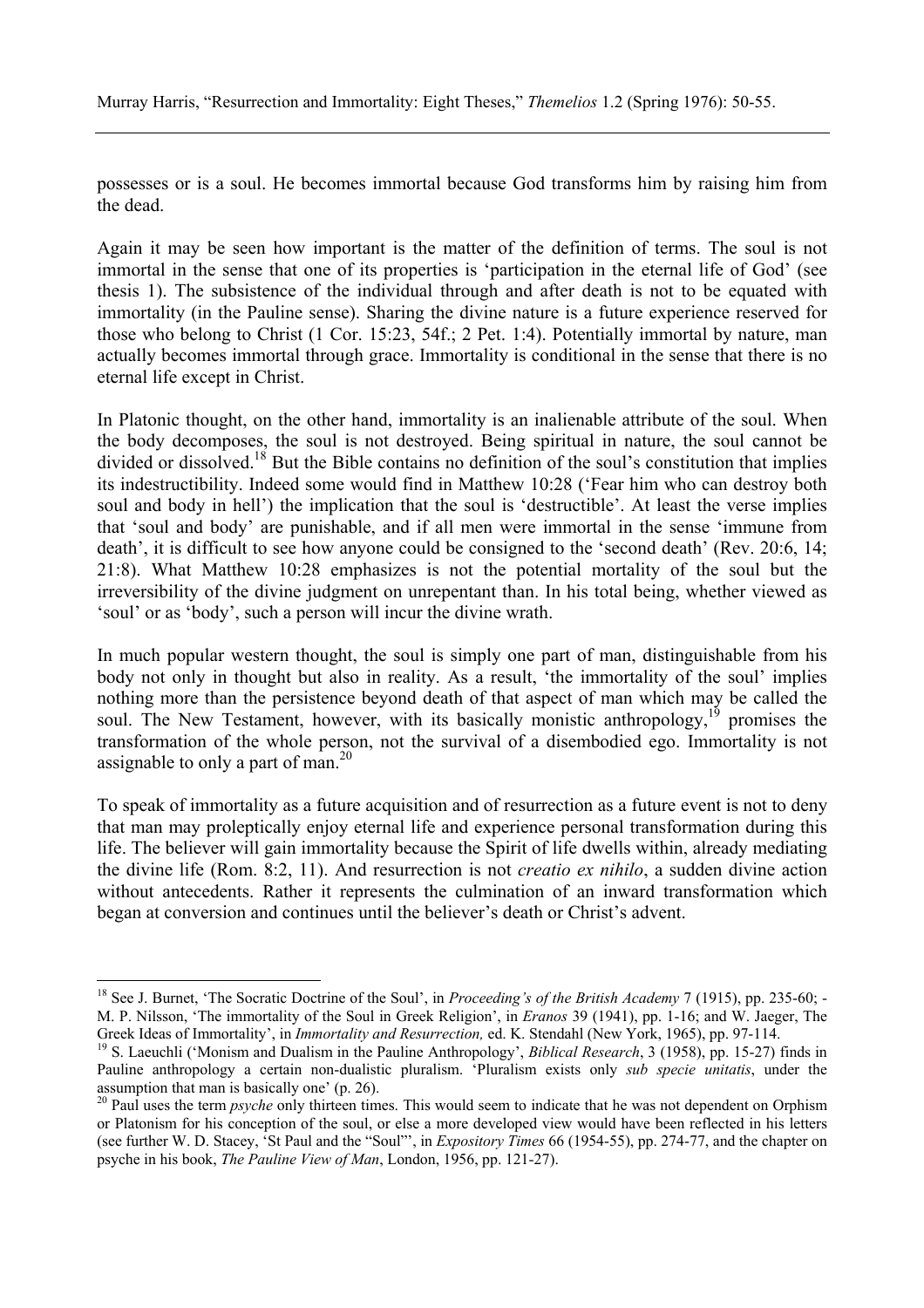possesses or is a soul. He becomes immortal because God transforms him by raising him from the dead.

Again it may be seen how important is the matter of the definition of terms. The soul is not immortal in the sense that one of its properties is 'participation in the eternal life of God' (see thesis 1). The subsistence of the individual through and after death is not to be equated with immortality (in the Pauline sense). Sharing the divine nature is a future experience reserved for those who belong to Christ (1 Cor. 15:23, 54f.; 2 Pet. 1:4). Potentially immortal by nature, man actually becomes immortal through grace. Immortality is conditional in the sense that there is no eternal life except in Christ.

In Platonic thought, on the other hand, immortality is an inalienable attribute of the soul. When the body decomposes, the soul is not destroyed. Being spiritual in nature, the soul cannot be divided or dissolved.[18] But the Bible contains no definition of the soul's constitution that implies its indestructibility. Indeed some would find in Matthew 10:28 ('Fear him who can destroy both soul and body in hell') the implication that the soul is 'destructible'. At least the verse implies that 'soul and body' are punishable, and if all men were immortal in the sense 'immune from death', it is difficult to see how anyone could be consigned to the 'second death' (Rev. 20:6, 14; 21:8). What Matthew 10:28 emphasizes is not the potential mortality of the soul but the irreversibility of the divine judgment on unrepentant than. In his total being, whether viewed as 'soul' or as 'body', such a person will incur the divine wrath.

In much popular western thought, the soul is simply one part of man, distinguishable from his body not only in thought but also in reality. As a result, 'the immortality of the soul' implies nothing more than the persistence beyond death of that aspect of man which may be called the soul. The New Testament, however, with its basically monistic anthropology,[19] promises the transformation of the whole person, not the survival of a disembodied ego. Immortality is not assignable to only a part of man.[20]

To speak of immortality as a future acquisition and of resurrection as a future event is not to deny that man may proleptically enjoy eternal life and experience personal transformation during this life. The believer will gain immortality because the Spirit of life dwells within, already mediating the divine life (Rom. 8:2, 11). And resurrection is not *creatio ex nihilo*, a sudden divine action without antecedents. Rather it represents the culmination of an inward transformation which began at conversion and continues until the believer's death or Christ's advent.

---

[18] See J. Burnet, 'The Socratic Doctrine of the Soul', in *Proceeding's of the British Academy* 7 (1915), pp. 235-60; - M. P. Nilsson, 'The immortality of the Soul in Greek Religion', in *Eranos* 39 (1941), pp. 1-16; and W. Jaeger, The Greek Ideas of Immortality', in *Immortality and Resurrection,* ed. K. Stendahl (New York, 1965), pp. 97-114.

[19] S. Laeuchli ('Monism and Dualism in the Pauline Anthropology', *Biblical Research*, 3 (1958), pp. 15-27) finds in Pauline anthropology a certain non-dualistic pluralism. 'Pluralism exists only *sub specie unitatis*, under the assumption that man is basically one' (p. 26).

[20] Paul uses the term *psyche* only thirteen times. This would seem to indicate that he was not dependent on Orphism or Platonism for his conception of the soul, or else a more developed view would have been reflected in his letters (see further W. D. Stacey, 'St Paul and the "Soul"', in *Expository Times* 66 (1954-55), pp. 274-77, and the chapter on psyche in his book, *The Pauline View of Man*, London, 1956, pp. 121-27).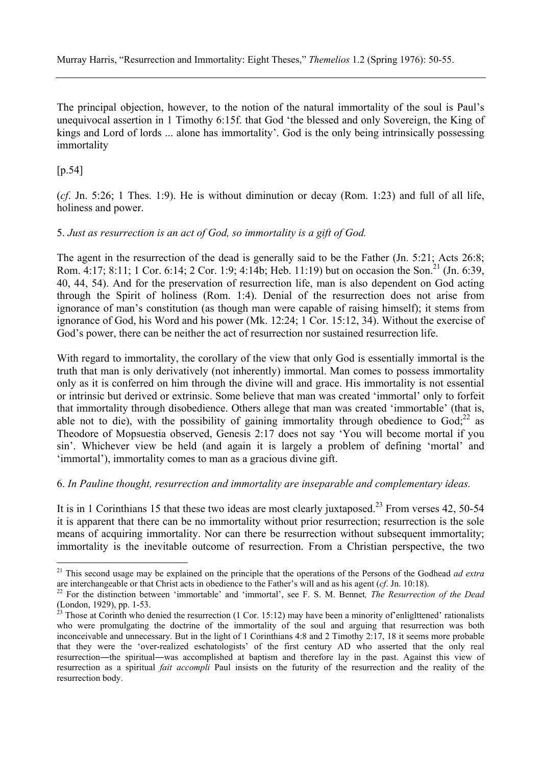The principal objection, however, to the notion of the natural immortality of the soul is Paul's unequivocal assertion in 1 Timothy 6:15f. that God 'the blessed and only Sovereign, the King of kings and Lord of lords ... alone has immortality'. God is the only being intrinsically possessing immortality

[p.54]

(*cf*. Jn. 5:26; 1 Thes. 1:9). He is without diminution or decay (Rom. 1:23) and full of all life, holiness and power.

5. *Just as resurrection is an act of God, so immortality is a gift of God.*

The agent in the resurrection of the dead is generally said to be the Father (Jn. 5:21; Acts 26:8; Rom. 4:17; 8:11; 1 Cor. 6:14; 2 Cor. 1:9; 4:14b; Heb. 11:19) but on occasion the Son.[21] (Jn. 6:39, 40, 44, 54). And for the preservation of resurrection life, man is also dependent on God acting through the Spirit of holiness (Rom. 1:4). Denial of the resurrection does not arise from ignorance of man's constitution (as though man were capable of raising himself); it stems from ignorance of God, his Word and his power (Mk. 12:24; 1 Cor. 15:12, 34). Without the exercise of God's power, there can be neither the act of resurrection nor sustained resurrection life.

With regard to immortality, the corollary of the view that only God is essentially immortal is the truth that man is only derivatively (not inherently) immortal. Man comes to possess immortality only as it is conferred on him through the divine will and grace. His immortality is not essential or intrinsic but derived or extrinsic. Some believe that man was created 'immortal' only to forfeit that immortality through disobedience. Others allege that man was created 'immortable' (that is, able not to die), with the possibility of gaining immortality through obedience to God;[22] as Theodore of Mopsuestia observed, Genesis 2:17 does not say 'You will become mortal if you sin'. Whichever view be held (and again it is largely a problem of defining 'mortal' and 'immortal'), immortality comes to man as a gracious divine gift.

6. *In Pauline thought, resurrection and immortality are inseparable and complementary ideas.*

It is in 1 Corinthians 15 that these two ideas are most clearly juxtaposed.[23] From verses 42, 50-54 it is apparent that there can be no immortality without prior resurrection; resurrection is the sole means of acquiring immortality. Nor can there be resurrection without subsequent immortality; immortality is the inevitable outcome of resurrection. From a Christian perspective, the two

---

[21] This second usage may be explained on the principle that the operations of the Persons of the Godhead *ad extra* are interchangeable or that Christ acts in obedience to the Father's will and as his agent (*cf*. Jn. 10:18).

[22] For the distinction between 'immortable' and 'immortal', see F. S. M. Bennet*, The Resurrection of the Dead* (London, 1929), pp. 1-53.

[23] Those at Corinth who denied the resurrection (1 Cor. 15:12) may have been a minority of'enliglttened' rationalists who were promulgating the doctrine of the immortality of the soul and arguing that resurrection was both inconceivable and unnecessary. But in the light of 1 Corinthians 4:8 and 2 Timothy 2:17, 18 it seems more probable that they were the 'over-realized eschatologists' of the first century AD who asserted that the only real resurrection―the spiritual―was accomplished at baptism and therefore lay in the past. Against this view of resurrection as a spiritual *fait accompli* Paul insists on the futurity of the resurrection and the reality of the resurrection body.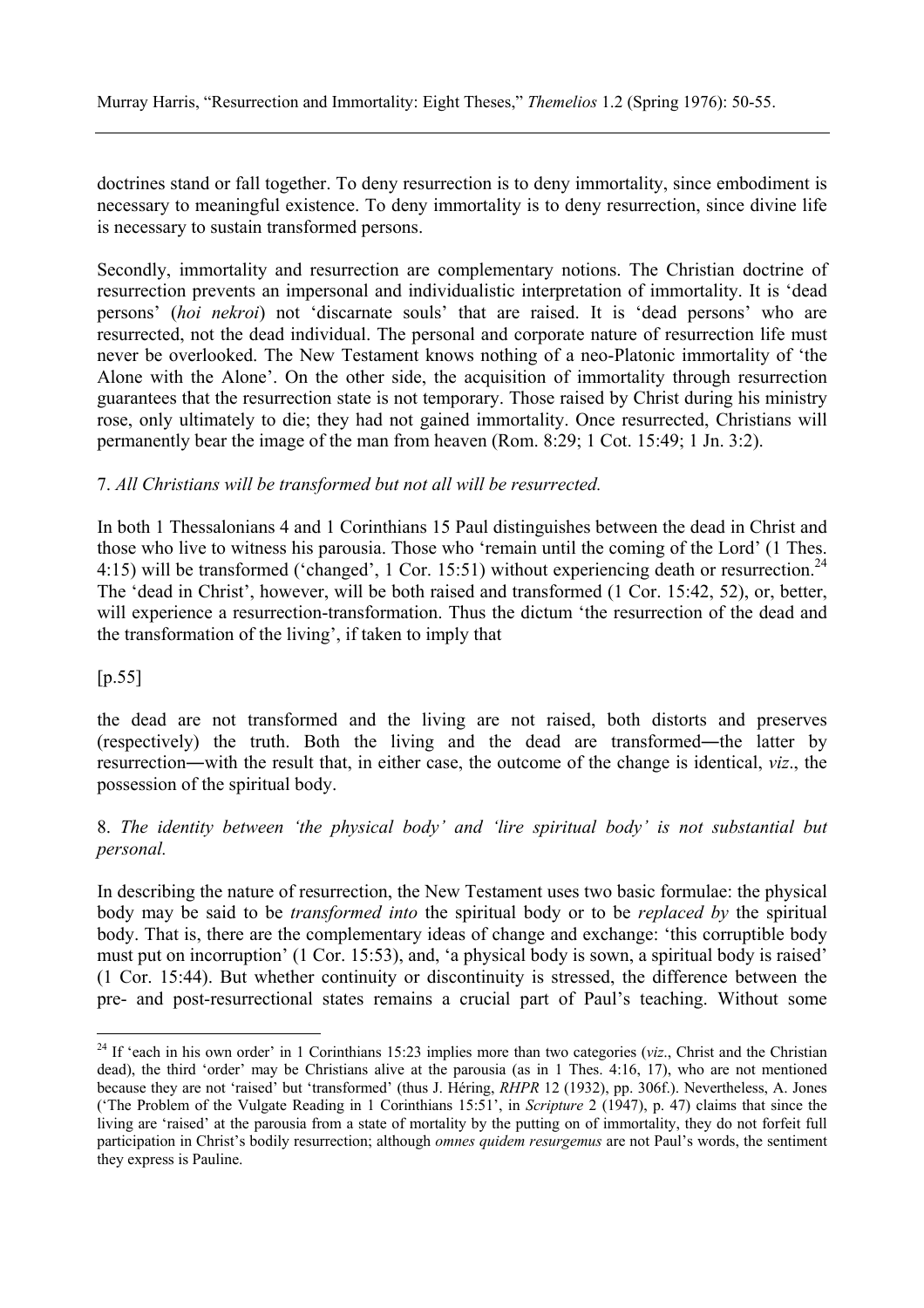doctrines stand or fall together. To deny resurrection is to deny immortality, since embodiment is necessary to meaningful existence. To deny immortality is to deny resurrection, since divine life is necessary to sustain transformed persons.

Secondly, immortality and resurrection are complementary notions. The Christian doctrine of resurrection prevents an impersonal and individualistic interpretation of immortality. It is 'dead persons' (*hoi nekroi*) not 'discarnate souls' that are raised. It is 'dead persons' who are resurrected, not the dead individual. The personal and corporate nature of resurrection life must never be overlooked. The New Testament knows nothing of a neo-Platonic immortality of 'the Alone with the Alone'. On the other side, the acquisition of immortality through resurrection guarantees that the resurrection state is not temporary. Those raised by Christ during his ministry rose, only ultimately to die; they had not gained immortality. Once resurrected, Christians will permanently bear the image of the man from heaven (Rom. 8:29; 1 Cot. 15:49; 1 Jn. 3:2).

7. *All Christians will be transformed but not all will be resurrected.*

In both 1 Thessalonians 4 and 1 Corinthians 15 Paul distinguishes between the dead in Christ and those who live to witness his parousia. Those who 'remain until the coming of the Lord' (1 Thes. 4:15) will be transformed ('changed', 1 Cor. 15:51) without experiencing death or resurrection.[24] The 'dead in Christ', however, will be both raised and transformed (1 Cor. 15:42, 52), or, better, will experience a resurrection-transformation. Thus the dictum 'the resurrection of the dead and the transformation of the living', if taken to imply that

[p.55]

the dead are not transformed and the living are not raised, both distorts and preserves (respectively) the truth. Both the living and the dead are transformed―the latter by resurrection―with the result that, in either case, the outcome of the change is identical, *viz*., the possession of the spiritual body.

8. *The identity between 'the physical body' and 'lire spiritual body' is not substantial but personal.*

In describing the nature of resurrection, the New Testament uses two basic formulae: the physical body may be said to be *transformed into* the spiritual body or to be *replaced by* the spiritual body. That is, there are the complementary ideas of change and exchange: 'this corruptible body must put on incorruption' (1 Cor. 15:53), and, 'a physical body is sown, a spiritual body is raised' (1 Cor. 15:44). But whether continuity or discontinuity is stressed, the difference between the pre- and post-resurrectional states remains a crucial part of Paul's teaching. Without some

---

[24] If 'each in his own order' in 1 Corinthians 15:23 implies more than two categories (*viz*., Christ and the Christian dead), the third 'order' may be Christians alive at the parousia (as in 1 Thes. 4:16, 17), who are not mentioned because they are not 'raised' but 'transformed' (thus J. Héring, *RHPR* 12 (1932), pp. 306f.). Nevertheless, A. Jones ('The Problem of the Vulgate Reading in 1 Corinthians 15:51', in *Scripture* 2 (1947), p. 47) claims that since the living are 'raised' at the parousia from a state of mortality by the putting on of immortality, they do not forfeit full participation in Christ's bodily resurrection; although *omnes quidem resurgemus* are not Paul's words, the sentiment they express is Pauline.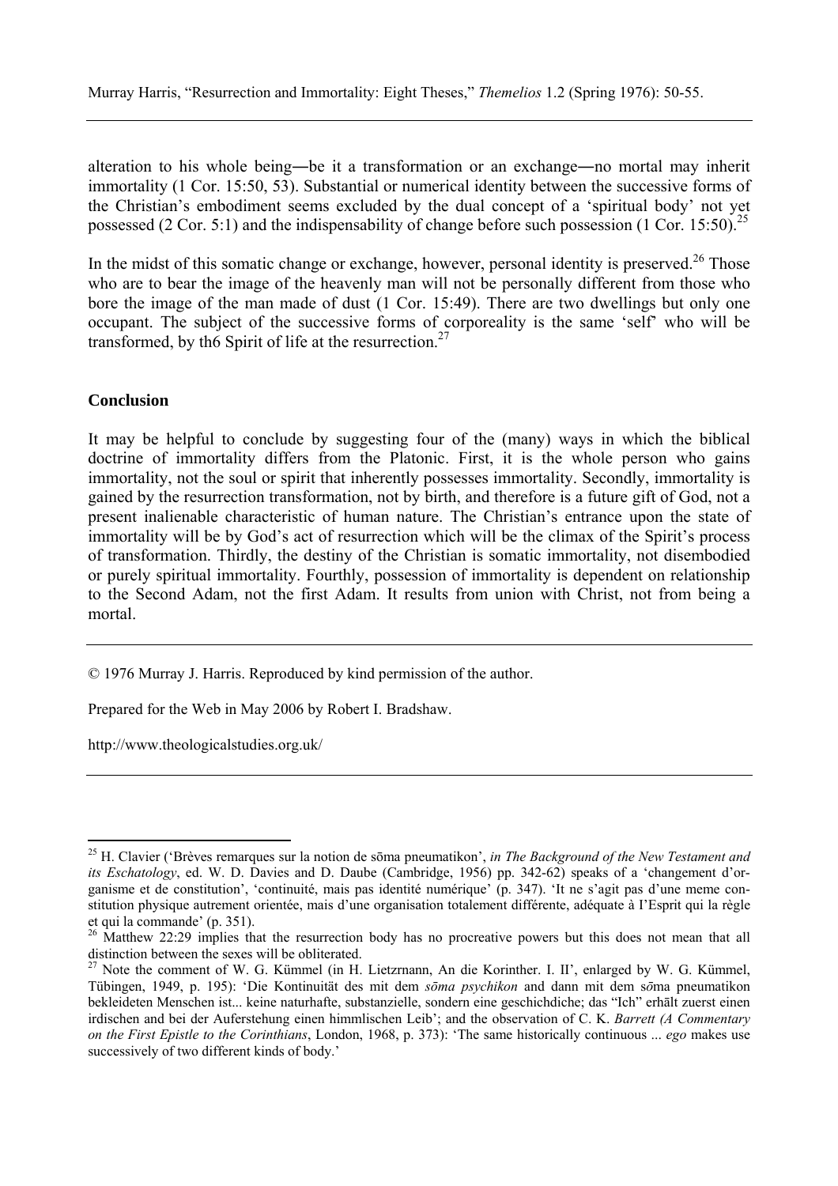alteration to his whole being―be it a transformation or an exchange―no mortal may inherit immortality (1 Cor. 15:50, 53). Substantial or numerical identity between the successive forms of the Christian's embodiment seems excluded by the dual concept of a 'spiritual body' not yet possessed (2 Cor. 5:1) and the indispensability of change before such possession (1 Cor. 15:50).[25]

In the midst of this somatic change or exchange, however, personal identity is preserved.[26] Those who are to bear the image of the heavenly man will not be personally different from those who bore the image of the man made of dust (1 Cor. 15:49). There are two dwellings but only one occupant. The subject of the successive forms of corporeality is the same 'self' who will be transformed, by th6 Spirit of life at the resurrection.[27]

**Conclusion**

It may be helpful to conclude by suggesting four of the (many) ways in which the biblical doctrine of immortality differs from the Platonic. First, it is the whole person who gains immortality, not the soul or spirit that inherently possesses immortality. Secondly, immortality is gained by the resurrection transformation, not by birth, and therefore is a future gift of God, not a present inalienable characteristic of human nature. The Christian's entrance upon the state of immortality will be by God's act of resurrection which will be the climax of the Spirit's process of transformation. Thirdly, the destiny of the Christian is somatic immortality, not disembodied or purely spiritual immortality. Fourthly, possession of immortality is dependent on relationship to the Second Adam, not the first Adam. It results from union with Christ, not from being a mortal.

---

© 1976 Murray J. Harris. Reproduced by kind permission of the author.

Prepared for the Web in May 2006 by Robert I. Bradshaw.

http://www.theologicalstudies.org.uk/

---

[25] H. Clavier ('Brèves remarques sur la notion de sōma pneumatikon', *in The Background of the New Testament and its Eschatology*, ed. W. D. Davies and D. Daube (Cambridge, 1956) pp. 342-62) speaks of a 'changement d'organisme et de constitution', 'continuité, mais pas identité numérique' (p. 347). 'It ne s'agit pas d'une meme constitution physique autrement orientée, mais d'une organisation totalement différente, adéquate à I'Esprit qui la règle et qui la commande' (p. 351).

[26] Matthew 22:29 implies that the resurrection body has no procreative powers but this does not mean that all distinction between the sexes will be obliterated.

[27] Note the comment of W. G. Kümmel (in H. Lietzrnann, An die Korinther. I. II', enlarged by W. G. Kümmel, Tübingen, 1949, p. 195): 'Die Kontinuität des mit dem *sōma psychikon* and dann mit dem sōma pneumatikon bekleideten Menschen ist... keine naturhafte, substanzielle, sondern eine geschichdiche; das "Ich" erhālt zuerst einen irdischen and bei der Auferstehung einen himmlischen Leib'; and the observation of C. K. *Barrett (A Commentary on the First Epistle to the Corinthians*, London, 1968, p. 373): 'The same historically continuous ... *ego* makes use successively of two different kinds of body.'